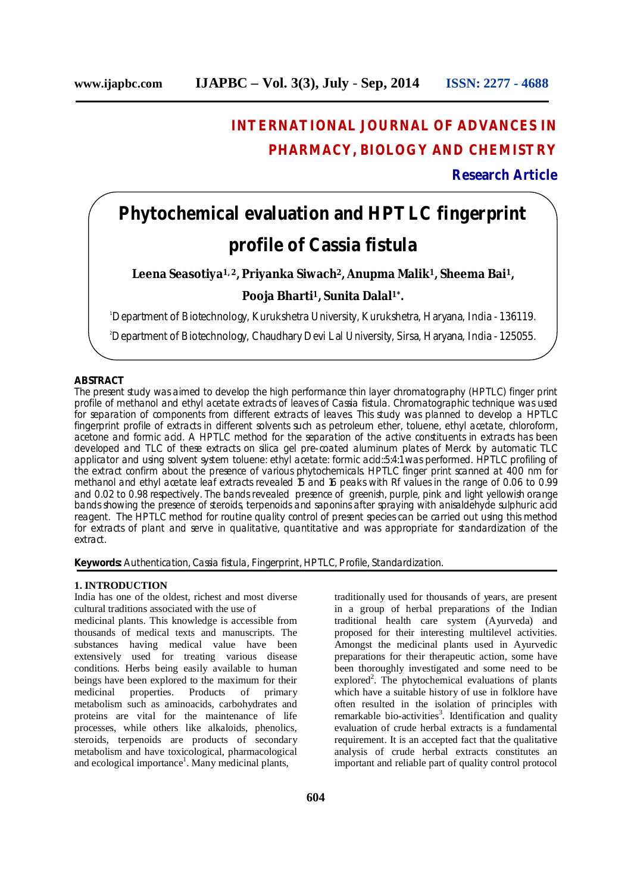# INTERNATIONAL JOURNAL OF ADVANCES IN PHARMACY, BIOLOGY AND CHEMISTRY

**Research Article**

# Phytochemical evaluation and HPTLC fingerprint profile of Cassia fistula

**Leena Seasotiya[1, 2], Priyanka Siwach[2], Anupma Malik[1], Sheema Bai[1], Pooja Bharti[1], Sunita Dalal[1*].**

[1]Department of Biotechnology, Kurukshetra University, Kurukshetra, Haryana, India - 136119.

[2]Department of Biotechnology, Chaudhary Devi Lal University, Sirsa, Haryana, India - 125055.

## ABSTRACT

The present study was aimed to develop the high performance thin layer chromatography (HPTLC) finger print profile of methanol and ethyl acetate extracts of leaves of Cassia fistula. Chromatographic technique was used for separation of components from different extracts of leaves. This study was planned to develop a HPTLC fingerprint profile of extracts in different solvents such as petroleum ether, toluene, ethyl acetate, chloroform, acetone and formic acid. A HPTLC method for the separation of the active constituents in extracts has been developed and TLC of these extracts on silica gel pre-coated aluminum plates of Merck by automatic TLC applicator and using solvent system toluene: ethyl acetate: formic acid::5:4:1 was performed. HPTLC profiling of the extract confirm about the presence of various phytochemicals. HPTLC finger print scanned at 400 nm for methanol and ethyl acetate leaf extracts revealed 15 and 16 peaks with Rf values in the range of 0.06 to 0.99 and 0.02 to 0.98 respectively. The bands revealed presence of greenish, purple, pink and light yellowish orange bands showing the presence of steroids, terpenoids and saponins after spraying with anisaldehyde sulphuric acid reagent. The HPTLC method for routine quality control of present species can be carried out using this method for extracts of plant and serve in qualitative, quantitative and was appropriate for standardization of the extract.

**Keywords:** Authentication, Cassia fistula, Fingerprint, HPTLC, Profile, Standardization.

## 1. INTRODUCTION

India has one of the oldest, richest and most diverse cultural traditions associated with the use of medicinal plants. This knowledge is accessible from thousands of medical texts and manuscripts. The substances having medical value have been extensively used for treating various disease conditions. Herbs being easily available to human beings have been explored to the maximum for their medicinal properties. Products of primary metabolism such as aminoacids, carbohydrates and proteins are vital for the maintenance of life processes, while others like alkaloids, phenolics, steroids, terpenoids are products of secondary metabolism and have toxicological, pharmacological and ecological importance[1]. Many medicinal plants, traditionally used for thousands of years, are present in a group of herbal preparations of the Indian traditional health care system (Ayurveda) and proposed for their interesting multilevel activities. Amongst the medicinal plants used in Ayurvedic preparations for their therapeutic action, some have been thoroughly investigated and some need to be explored[2]. The phytochemical evaluations of plants which have a suitable history of use in folklore have often resulted in the isolation of principles with remarkable bio-activities[3]. Identification and quality evaluation of crude herbal extracts is a fundamental requirement. It is an accepted fact that the qualitative analysis of crude herbal extracts constitutes an important and reliable part of quality control protocol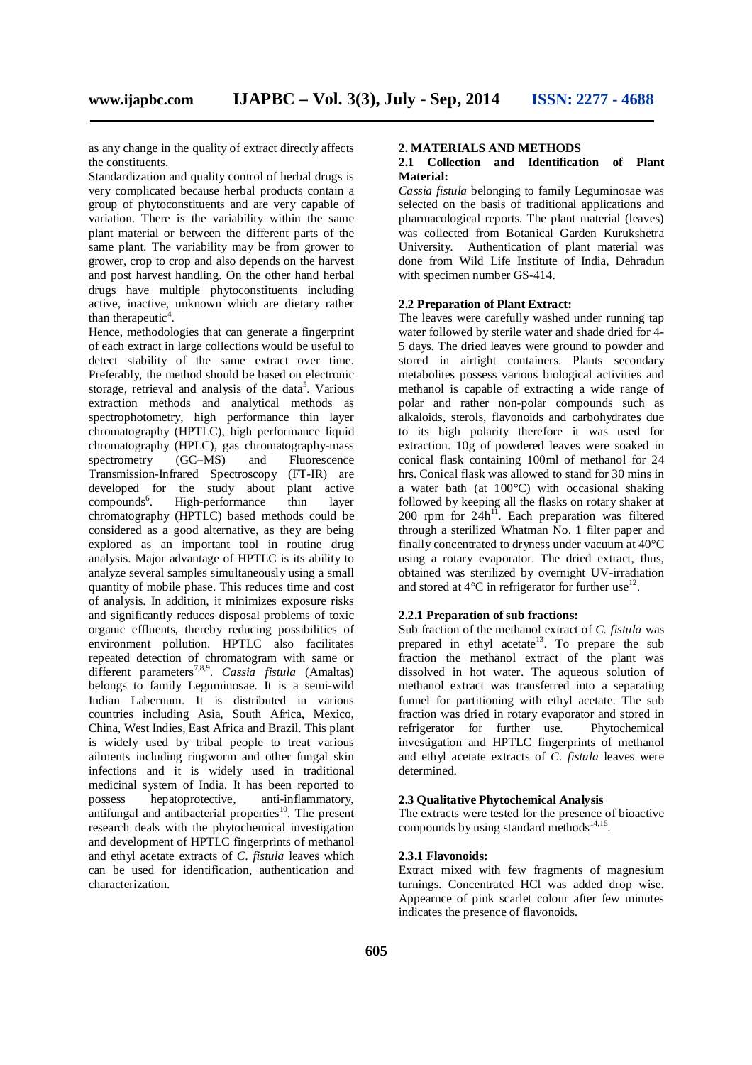as any change in the quality of extract directly affects the constituents.

Standardization and quality control of herbal drugs is very complicated because herbal products contain a group of phytoconstituents and are very capable of variation. There is the variability within the same plant material or between the different parts of the same plant. The variability may be from grower to grower, crop to crop and also depends on the harvest and post harvest handling. On the other hand herbal drugs have multiple phytoconstituents including active, inactive, unknown which are dietary rather than therapeutic[4].

Hence, methodologies that can generate a fingerprint of each extract in large collections would be useful to detect stability of the same extract over time. Preferably, the method should be based on electronic storage, retrieval and analysis of the data[5]. Various extraction methods and analytical methods as spectrophotometry, high performance thin layer chromatography (HPTLC), high performance liquid chromatography (HPLC), gas chromatography-mass spectrometry (GC–MS) and Fluorescence Transmission-Infrared Spectroscopy (FT-IR) are developed for the study about plant active compounds[6]. High-performance thin layer chromatography (HPTLC) based methods could be considered as a good alternative, as they are being explored as an important tool in routine drug analysis. Major advantage of HPTLC is its ability to analyze several samples simultaneously using a small quantity of mobile phase. This reduces time and cost of analysis. In addition, it minimizes exposure risks and significantly reduces disposal problems of toxic organic effluents, thereby reducing possibilities of environment pollution. HPTLC also facilitates repeated detection of chromatogram with same or different parameters[7,8,9]. *Cassia fistula* (Amaltas) belongs to family Leguminosae. It is a semi-wild Indian Labernum. It is distributed in various countries including Asia, South Africa, Mexico, China, West Indies, East Africa and Brazil. This plant is widely used by tribal people to treat various ailments including ringworm and other fungal skin infections and it is widely used in traditional medicinal system of India. It has been reported to possess hepatoprotective, anti-inflammatory, antifungal and antibacterial properties[10]. The present research deals with the phytochemical investigation and development of HPTLC fingerprints of methanol and ethyl acetate extracts of *C. fistula* leaves which can be used for identification, authentication and characterization.

## 2. MATERIALS AND METHODS

### 2.1 Collection and Identification of Plant Material:

*Cassia fistula* belonging to family Leguminosae was selected on the basis of traditional applications and pharmacological reports. The plant material (leaves) was collected from Botanical Garden Kurukshetra University. Authentication of plant material was done from Wild Life Institute of India, Dehradun with specimen number GS-414.

### 2.2 Preparation of Plant Extract:

The leaves were carefully washed under running tap water followed by sterile water and shade dried for 4-5 days. The dried leaves were ground to powder and stored in airtight containers. Plants secondary metabolites possess various biological activities and methanol is capable of extracting a wide range of polar and rather non-polar compounds such as alkaloids, sterols, flavonoids and carbohydrates due to its high polarity therefore it was used for extraction. 10g of powdered leaves were soaked in conical flask containing 100ml of methanol for 24 hrs. Conical flask was allowed to stand for 30 mins in a water bath (at 100°C) with occasional shaking followed by keeping all the flasks on rotary shaker at 200 rpm for 24h[11]. Each preparation was filtered through a sterilized Whatman No. 1 filter paper and finally concentrated to dryness under vacuum at 40°C using a rotary evaporator. The dried extract, thus, obtained was sterilized by overnight UV-irradiation and stored at 4°C in refrigerator for further use[12].

#### 2.2.1 Preparation of sub fractions:

Sub fraction of the methanol extract of *C. fistula* was prepared in ethyl acetate[13]. To prepare the sub fraction the methanol extract of the plant was dissolved in hot water. The aqueous solution of methanol extract was transferred into a separating funnel for partitioning with ethyl acetate. The sub fraction was dried in rotary evaporator and stored in refrigerator for further use. Phytochemical investigation and HPTLC fingerprints of methanol and ethyl acetate extracts of *C. fistula* leaves were determined.

### 2.3 Qualitative Phytochemical Analysis

The extracts were tested for the presence of bioactive compounds by using standard methods[14,15].

#### 2.3.1 Flavonoids:

Extract mixed with few fragments of magnesium turnings. Concentrated HCl was added drop wise. Appearnce of pink scarlet colour after few minutes indicates the presence of flavonoids.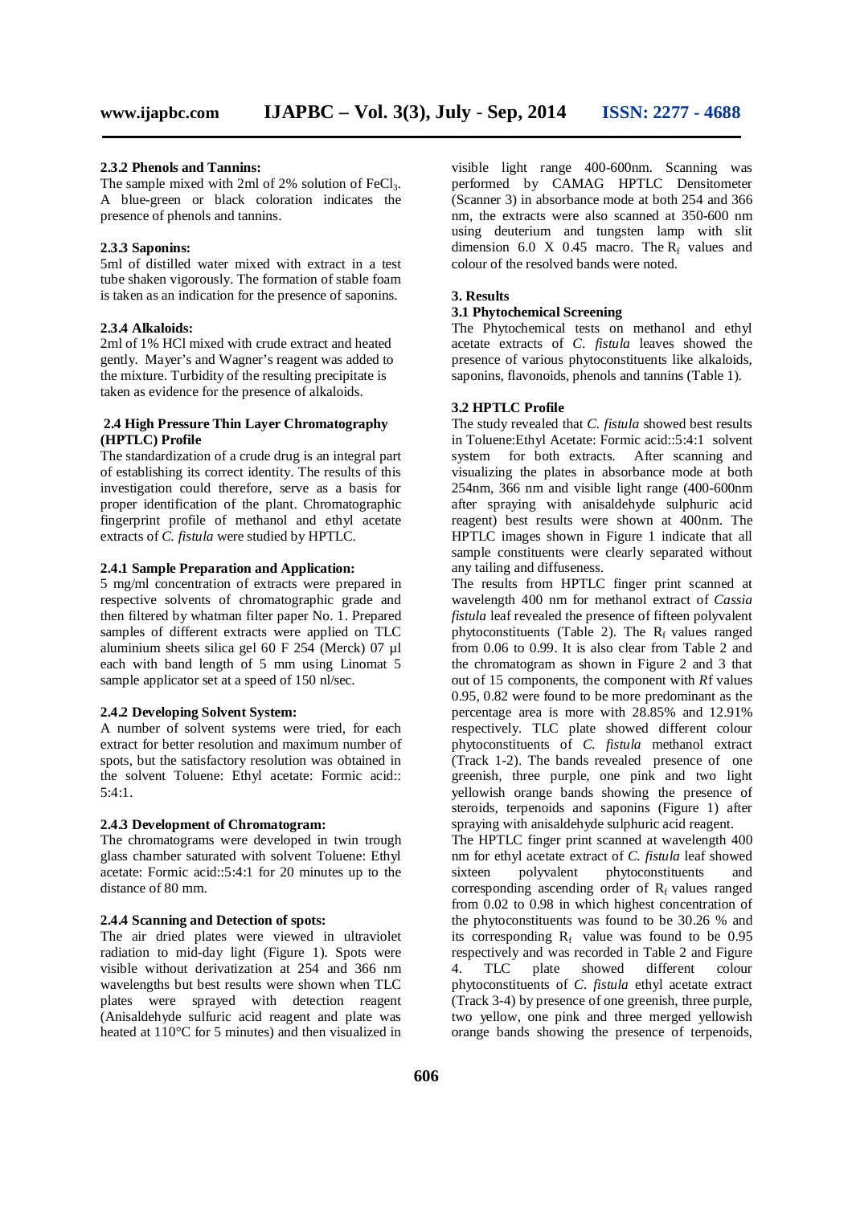#### 2.3.2 Phenols and Tannins:

The sample mixed with 2ml of 2% solution of $FeCl_3$. A blue-green or black coloration indicates the presence of phenols and tannins.

#### 2.3.3 Saponins:

5ml of distilled water mixed with extract in a test tube shaken vigorously. The formation of stable foam is taken as an indication for the presence of saponins.

#### 2.3.4 Alkaloids:

2ml of 1% HCl mixed with crude extract and heated gently. Mayer's and Wagner's reagent was added to the mixture. Turbidity of the resulting precipitate is taken as evidence for the presence of alkaloids.

### 2.4 High Pressure Thin Layer Chromatography (HPTLC) Profile

The standardization of a crude drug is an integral part of establishing its correct identity. The results of this investigation could therefore, serve as a basis for proper identification of the plant. Chromatographic fingerprint profile of methanol and ethyl acetate extracts of *C. fistula* were studied by HPTLC.

#### 2.4.1 Sample Preparation and Application:

5 mg/ml concentration of extracts were prepared in respective solvents of chromatographic grade and then filtered by whatman filter paper No. 1. Prepared samples of different extracts were applied on TLC aluminium sheets silica gel 60 F 254 (Merck) 07 µl each with band length of 5 mm using Linomat 5 sample applicator set at a speed of 150 nl/sec.

#### 2.4.2 Developing Solvent System:

A number of solvent systems were tried, for each extract for better resolution and maximum number of spots, but the satisfactory resolution was obtained in the solvent Toluene: Ethyl acetate: Formic acid:: 5:4:1.

#### 2.4.3 Development of Chromatogram:

The chromatograms were developed in twin trough glass chamber saturated with solvent Toluene: Ethyl acetate: Formic acid::5:4:1 for 20 minutes up to the distance of 80 mm.

#### 2.4.4 Scanning and Detection of spots:

The air dried plates were viewed in ultraviolet radiation to mid-day light (Figure 1). Spots were visible without derivatization at 254 and 366 nm wavelengths but best results were shown when TLC plates were sprayed with detection reagent (Anisaldehyde sulfuric acid reagent and plate was heated at 110°C for 5 minutes) and then visualized in visible light range 400-600nm. Scanning was performed by CAMAG HPTLC Densitometer (Scanner 3) in absorbance mode at both 254 and 366 nm, the extracts were also scanned at 350-600 nm using deuterium and tungsten lamp with slit dimension 6.0 X 0.45 macro. The $R_f$ values and colour of the resolved bands were noted.

## 3. Results

### 3.1 Phytochemical Screening

The Phytochemical tests on methanol and ethyl acetate extracts of *C. fistula* leaves showed the presence of various phytoconstituents like alkaloids, saponins, flavonoids, phenols and tannins (Table 1).

### 3.2 HPTLC Profile

The study revealed that *C. fistula* showed best results in Toluene:Ethyl Acetate: Formic acid::5:4:1 solvent system for both extracts. After scanning and visualizing the plates in absorbance mode at both 254nm, 366 nm and visible light range (400-600nm after spraying with anisaldehyde sulphuric acid reagent) best results were shown at 400nm. The HPTLC images shown in Figure 1 indicate that all sample constituents were clearly separated without any tailing and diffuseness.

The results from HPTLC finger print scanned at wavelength 400 nm for methanol extract of *Cassia fistula* leaf revealed the presence of fifteen polyvalent phytoconstituents (Table 2). The $R_f$ values ranged from 0.06 to 0.99. It is also clear from Table 2 and the chromatogram as shown in Figure 2 and 3 that out of 15 components, the component with *R*f values 0.95, 0.82 were found to be more predominant as the percentage area is more with 28.85% and 12.91% respectively. TLC plate showed different colour phytoconstituents of *C. fistula* methanol extract (Track 1-2). The bands revealed presence of one greenish, three purple, one pink and two light yellowish orange bands showing the presence of steroids, terpenoids and saponins (Figure 1) after spraying with anisaldehyde sulphuric acid reagent.

The HPTLC finger print scanned at wavelength 400 nm for ethyl acetate extract of *C. fistula* leaf showed sixteen polyvalent phytoconstituents and corresponding ascending order of $R_f$ values ranged from 0.02 to 0.98 in which highest concentration of the phytoconstituents was found to be 30.26 % and its corresponding $R_f$ value was found to be 0.95 respectively and was recorded in Table 2 and Figure 4. TLC plate showed different colour phytoconstituents of *C. fistula* ethyl acetate extract (Track 3-4) by presence of one greenish, three purple, two yellow, one pink and three merged yellowish orange bands showing the presence of terpenoids,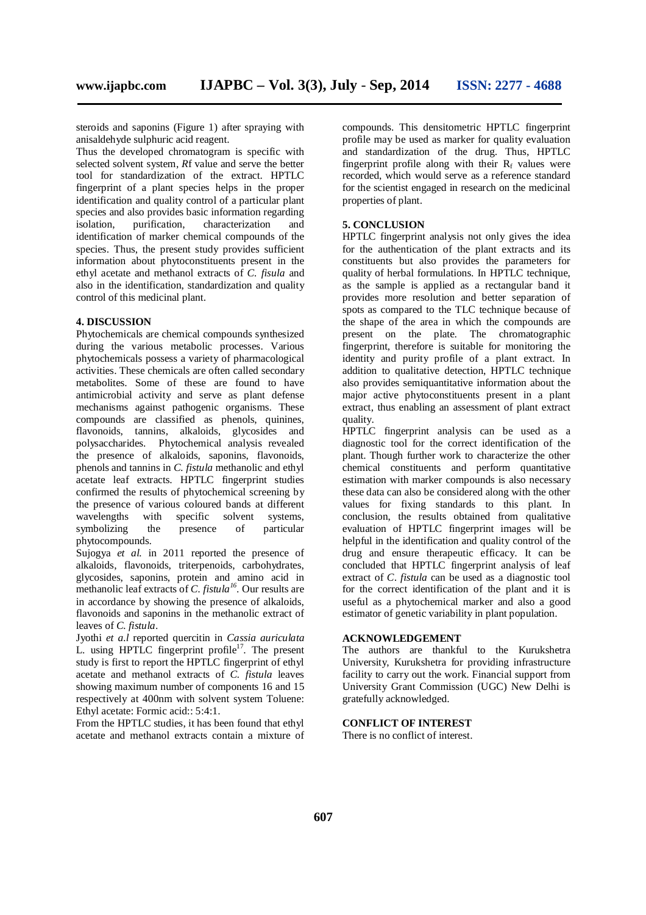steroids and saponins (Figure 1) after spraying with anisaldehyde sulphuric acid reagent.

Thus the developed chromatogram is specific with selected solvent system, *R*f value and serve the better tool for standardization of the extract. HPTLC fingerprint of a plant species helps in the proper identification and quality control of a particular plant species and also provides basic information regarding isolation, purification, characterization and identification of marker chemical compounds of the species. Thus, the present study provides sufficient information about phytoconstituents present in the ethyl acetate and methanol extracts of *C. fisula* and also in the identification, standardization and quality control of this medicinal plant.

## 4. DISCUSSION

Phytochemicals are chemical compounds synthesized during the various metabolic processes. Various phytochemicals possess a variety of pharmacological activities. These chemicals are often called secondary metabolites. Some of these are found to have antimicrobial activity and serve as plant defense mechanisms against pathogenic organisms. These compounds are classified as phenols, quinines, flavonoids, tannins, alkaloids, glycosides and polysaccharides. Phytochemical analysis revealed the presence of alkaloids, saponins, flavonoids, phenols and tannins in *C. fistula* methanolic and ethyl acetate leaf extracts. HPTLC fingerprint studies confirmed the results of phytochemical screening by the presence of various coloured bands at different wavelengths with specific solvent systems, symbolizing the presence of particular phytocompounds.

Sujogya *et al.* in 2011 reported the presence of alkaloids, flavonoids, triterpenoids, carbohydrates, glycosides, saponins, protein and amino acid in methanolic leaf extracts of *C. fistula*[16]. Our results are in accordance by showing the presence of alkaloids, flavonoids and saponins in the methanolic extract of leaves of *C. fistula*.

Jyothi *et a.l* reported quercitin in *Cassia auriculata* L. using HPTLC fingerprint profile[17]. The present study is first to report the HPTLC fingerprint of ethyl acetate and methanol extracts of *C. fistula* leaves showing maximum number of components 16 and 15 respectively at 400nm with solvent system Toluene: Ethyl acetate: Formic acid:: 5:4:1.

From the HPTLC studies, it has been found that ethyl acetate and methanol extracts contain a mixture of compounds. This densitometric HPTLC fingerprint profile may be used as marker for quality evaluation and standardization of the drug. Thus, HPTLC fingerprint profile along with their $R_f$ values were recorded, which would serve as a reference standard for the scientist engaged in research on the medicinal properties of plant.

## 5. CONCLUSION

HPTLC fingerprint analysis not only gives the idea for the authentication of the plant extracts and its constituents but also provides the parameters for quality of herbal formulations. In HPTLC technique, as the sample is applied as a rectangular band it provides more resolution and better separation of spots as compared to the TLC technique because of the shape of the area in which the compounds are present on the plate. The chromatographic fingerprint, therefore is suitable for monitoring the identity and purity profile of a plant extract. In addition to qualitative detection, HPTLC technique also provides semiquantitative information about the major active phytoconstituents present in a plant extract, thus enabling an assessment of plant extract quality.

HPTLC fingerprint analysis can be used as a diagnostic tool for the correct identification of the plant. Though further work to characterize the other chemical constituents and perform quantitative estimation with marker compounds is also necessary these data can also be considered along with the other values for fixing standards to this plant. In conclusion, the results obtained from qualitative evaluation of HPTLC fingerprint images will be helpful in the identification and quality control of the drug and ensure therapeutic efficacy. It can be concluded that HPTLC fingerprint analysis of leaf extract of *C. fistula* can be used as a diagnostic tool for the correct identification of the plant and it is useful as a phytochemical marker and also a good estimator of genetic variability in plant population.

## ACKNOWLEDGEMENT

The authors are thankful to the Kurukshetra University, Kurukshetra for providing infrastructure facility to carry out the work. Financial support from University Grant Commission (UGC) New Delhi is gratefully acknowledged.

## CONFLICT OF INTEREST

There is no conflict of interest.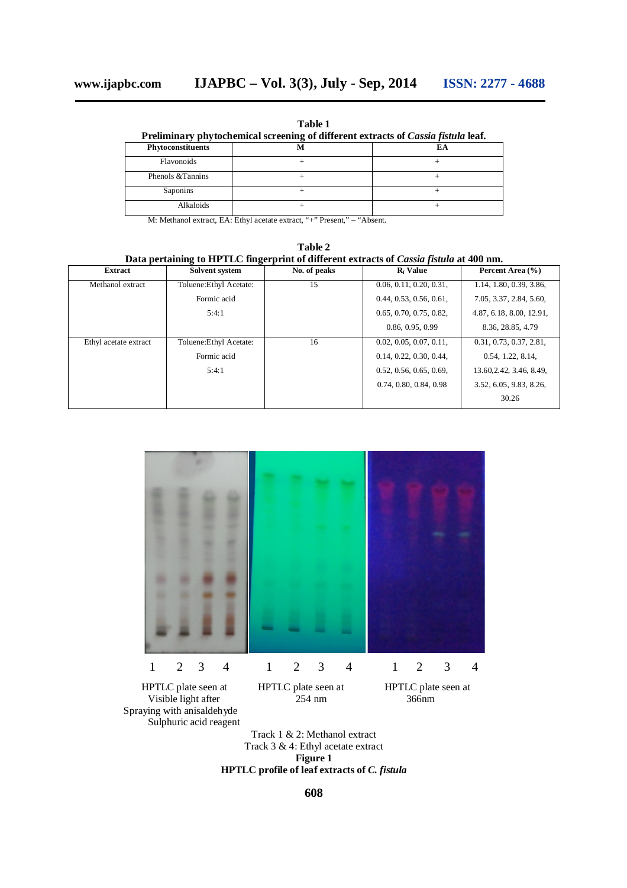**Table 1**
**Preliminary phytochemical screening of different extracts of *Cassia fistula* leaf.**

| Phytoconstituents | M | EA |
|---|---|---|
| Flavonoids | + | + |
| Phenols &Tannins | + | + |
| Saponins | + | + |
| Alkaloids | + | + |

M: Methanol extract, EA: Ethyl acetate extract, "+" Present," – "Absent.

**Table 2**
**Data pertaining to HPTLC fingerprint of different extracts of *Cassia fistula* at 400 nm.**

| Extract | Solvent system | No. of peaks | $R_f$ Value | Percent Area (%) |
|---|---|---|---|---|
| Methanol extract | Toluene:Ethyl Acetate: Formic acid 5:4:1 | 15 | 0.06, 0.11, 0.20, 0.31, 0.44, 0.53, 0.56, 0.61, 0.65, 0.70, 0.75, 0.82, 0.86, 0.95, 0.99 | 1.14, 1.80, 0.39, 3.86, 7.05, 3.37, 2.84, 5.60, 4.87, 6.18, 8.00, 12.91, 8.36, 28.85, 4.79 |
| Ethyl acetate extract | Toluene:Ethyl Acetate: Formic acid 5:4:1 | 16 | 0.02, 0.05, 0.07, 0.11, 0.14, 0.22, 0.30, 0.44, 0.52, 0.56, 0.65, 0.69, 0.74, 0.80, 0.84, 0.98 | 0.31, 0.73, 0.37, 2.81, 0.54, 1.22, 8.14, 13.60,2.42, 3.46, 8.49, 3.52, 6.05, 9.83, 8.26, 30.26 |

1 2 3 4 — HPTLC plate seen at Visible light after Spraying with anisaldehyde Sulphuric acid reagent

1 2 3 4 — HPTLC plate seen at 254 nm

1 2 3 4 — HPTLC plate seen at 366nm

Track 1 & 2: Methanol extract
Track 3 & 4: Ethyl acetate extract

**Figure 1**
**HPTLC profile of leaf extracts of *C. fistula***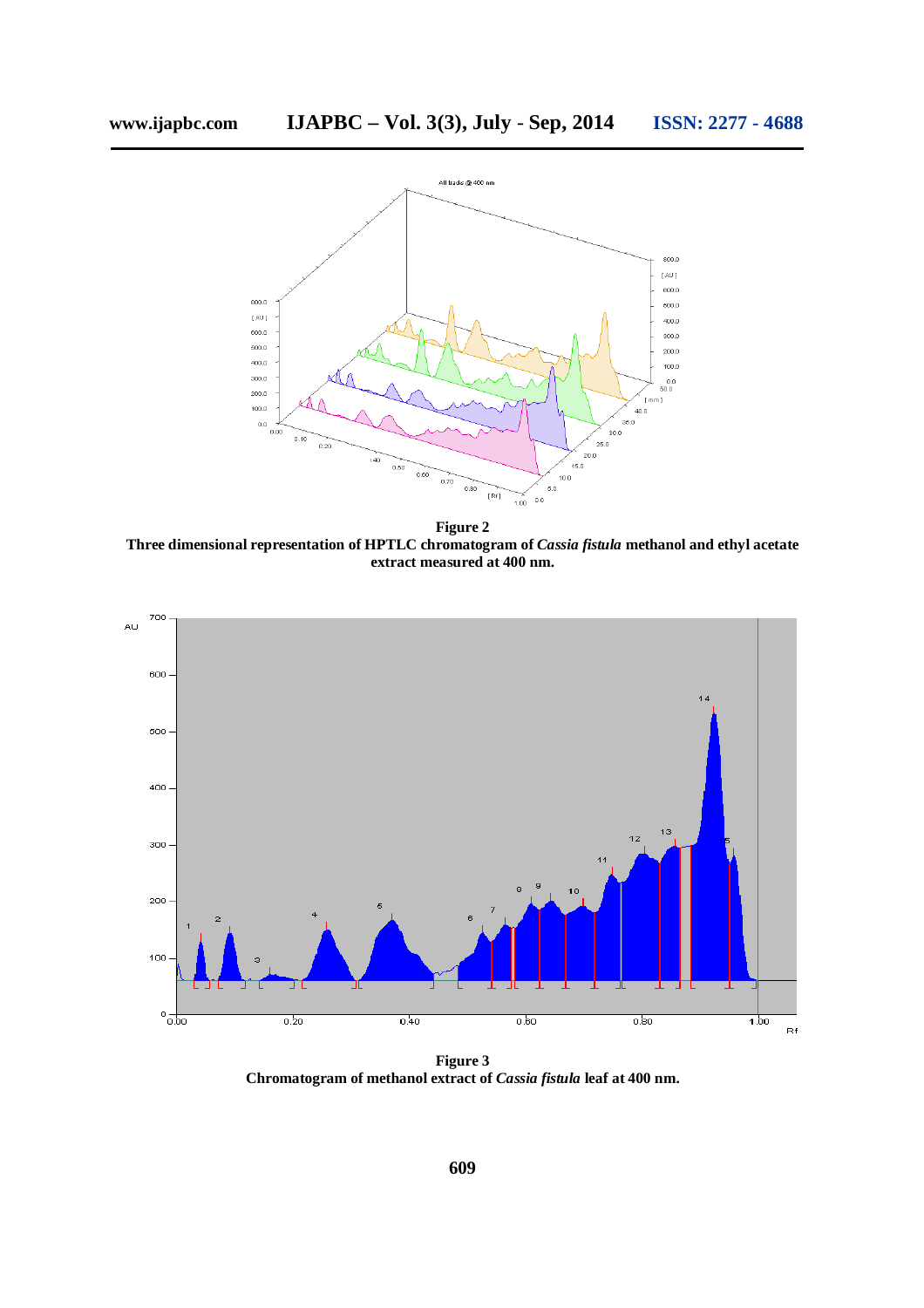**Figure 2**
**Three dimensional representation of HPTLC chromatogram of *Cassia fistula* methanol and ethyl acetate extract measured at 400 nm.**

**Figure 3**
**Chromatogram of methanol extract of *Cassia fistula* leaf at 400 nm.**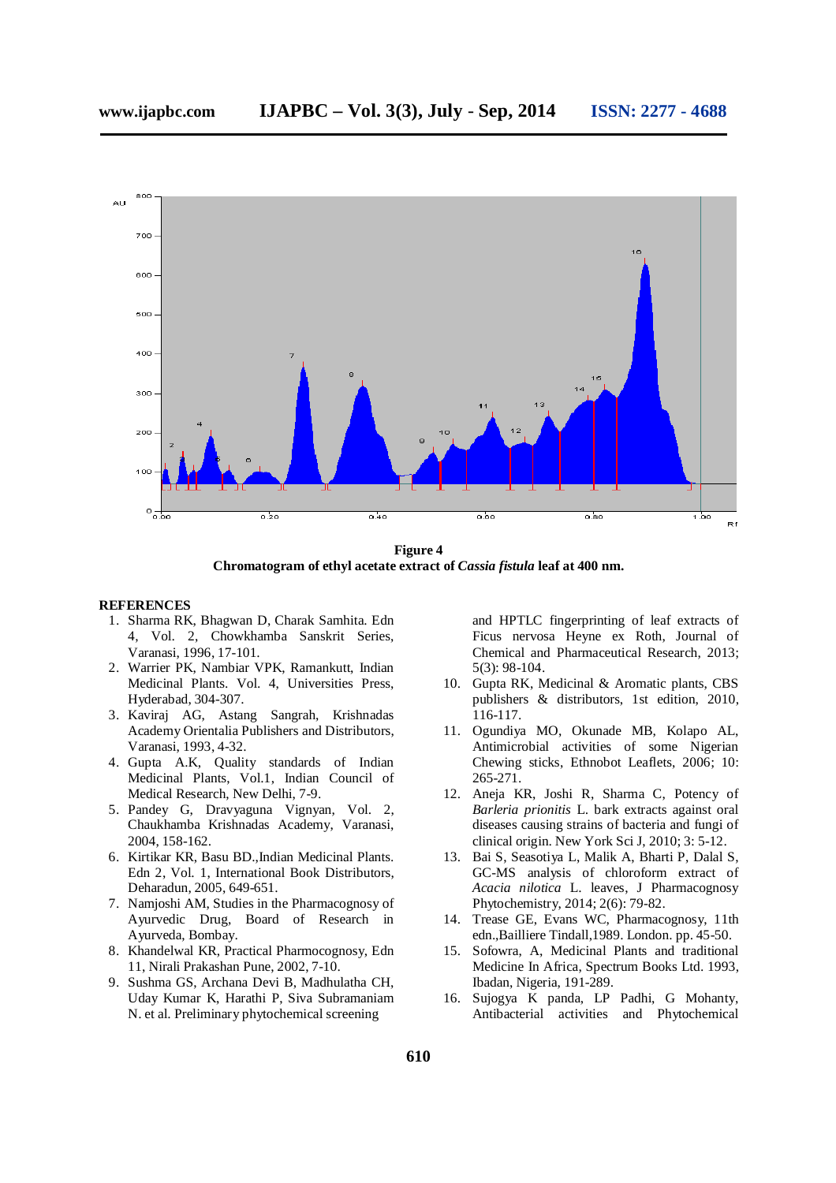**Figure 4**
**Chromatogram of ethyl acetate extract of *Cassia fistula* leaf at 400 nm.**

## REFERENCES

1. Sharma RK, Bhagwan D, Charak Samhita. Edn 4, Vol. 2, Chowkhamba Sanskrit Series, Varanasi, 1996, 17-101.
2. Warrier PK, Nambiar VPK, Ramankutt, Indian Medicinal Plants. Vol. 4, Universities Press, Hyderabad, 304-307.
3. Kaviraj AG, Astang Sangrah, Krishnadas Academy Orientalia Publishers and Distributors, Varanasi, 1993, 4-32.
4. Gupta A.K, Quality standards of Indian Medicinal Plants, Vol.1, Indian Council of Medical Research, New Delhi, 7-9.
5. Pandey G, Dravyaguna Vignyan, Vol. 2, Chaukhamba Krishnadas Academy, Varanasi, 2004, 158-162.
6. Kirtikar KR, Basu BD.,Indian Medicinal Plants. Edn 2, Vol. 1, International Book Distributors, Deharadun, 2005, 649-651.
7. Namjoshi AM, Studies in the Pharmacognosy of Ayurvedic Drug, Board of Research in Ayurveda, Bombay.
8. Khandelwal KR, Practical Pharmocognosy, Edn 11, Nirali Prakashan Pune, 2002, 7-10.
9. Sushma GS, Archana Devi B, Madhulatha CH, Uday Kumar K, Harathi P, Siva Subramaniam N. et al. Preliminary phytochemical screening and HPTLC fingerprinting of leaf extracts of Ficus nervosa Heyne ex Roth, Journal of Chemical and Pharmaceutical Research, 2013; 5(3): 98-104.
10. Gupta RK, Medicinal & Aromatic plants, CBS publishers & distributors, 1st edition, 2010, 116-117.
11. Ogundiya MO, Okunade MB, Kolapo AL, Antimicrobial activities of some Nigerian Chewing sticks, Ethnobot Leaflets, 2006; 10: 265-271.
12. Aneja KR, Joshi R, Sharma C, Potency of *Barleria prionitis* L. bark extracts against oral diseases causing strains of bacteria and fungi of clinical origin. New York Sci J, 2010; 3: 5-12.
13. Bai S, Seasotiya L, Malik A, Bharti P, Dalal S, GC-MS analysis of chloroform extract of *Acacia nilotica* L. leaves, J Pharmacognosy Phytochemistry, 2014; 2(6): 79-82.
14. Trease GE, Evans WC, Pharmacognosy, 11th edn.,Bailliere Tindall,1989. London. pp. 45-50.
15. Sofowra, A, Medicinal Plants and traditional Medicine In Africa, Spectrum Books Ltd. 1993, Ibadan, Nigeria, 191-289.
16. Sujogya K panda, LP Padhi, G Mohanty, Antibacterial activities and Phytochemical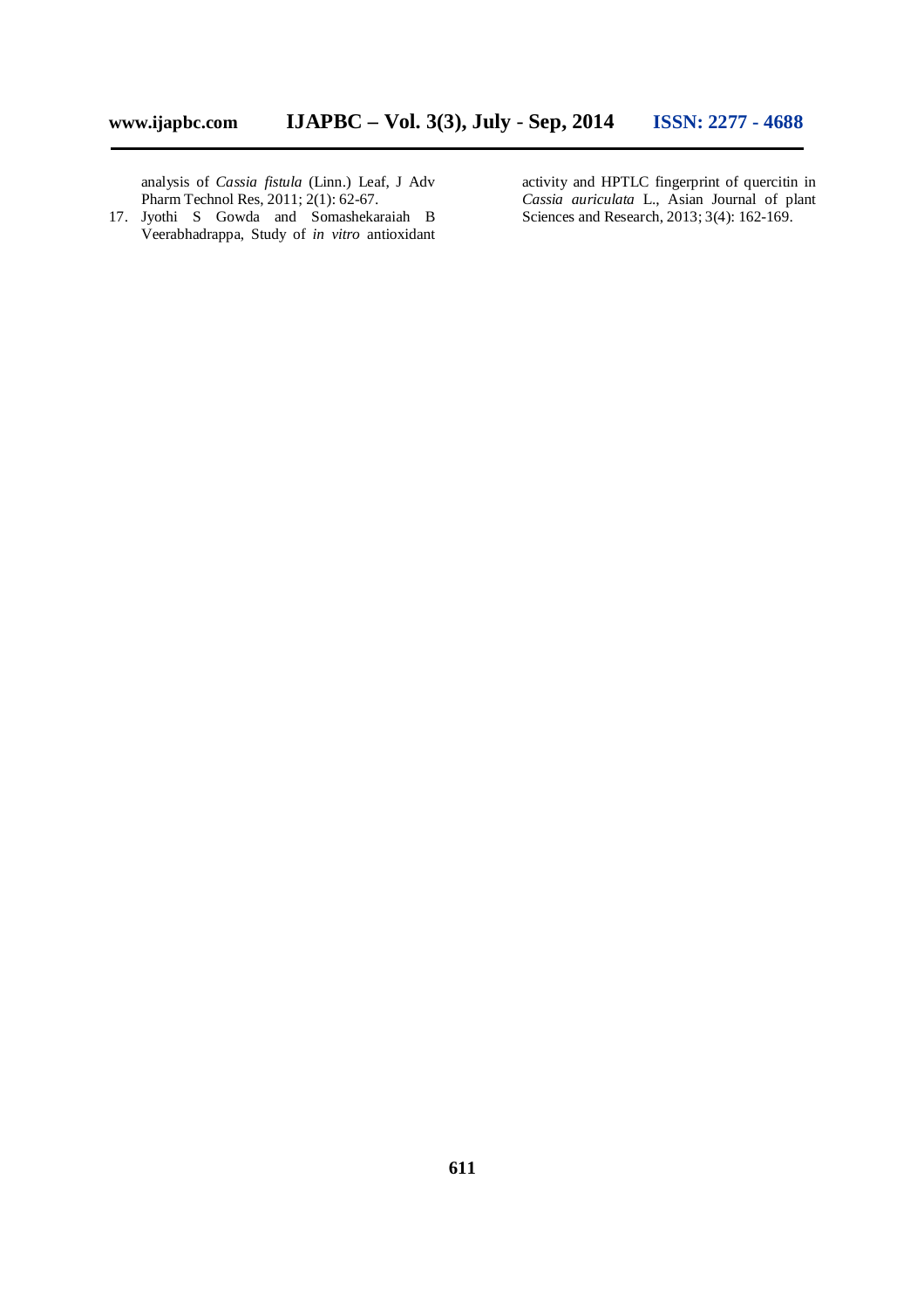analysis of *Cassia fistula* (Linn.) Leaf, J Adv Pharm Technol Res, 2011; 2(1): 62-67.

17. Jyothi S Gowda and Somashekaraiah B Veerabhadrappa, Study of *in vitro* antioxidant activity and HPTLC fingerprint of quercitin in *Cassia auriculata* L., Asian Journal of plant Sciences and Research, 2013; 3(4): 162-169.